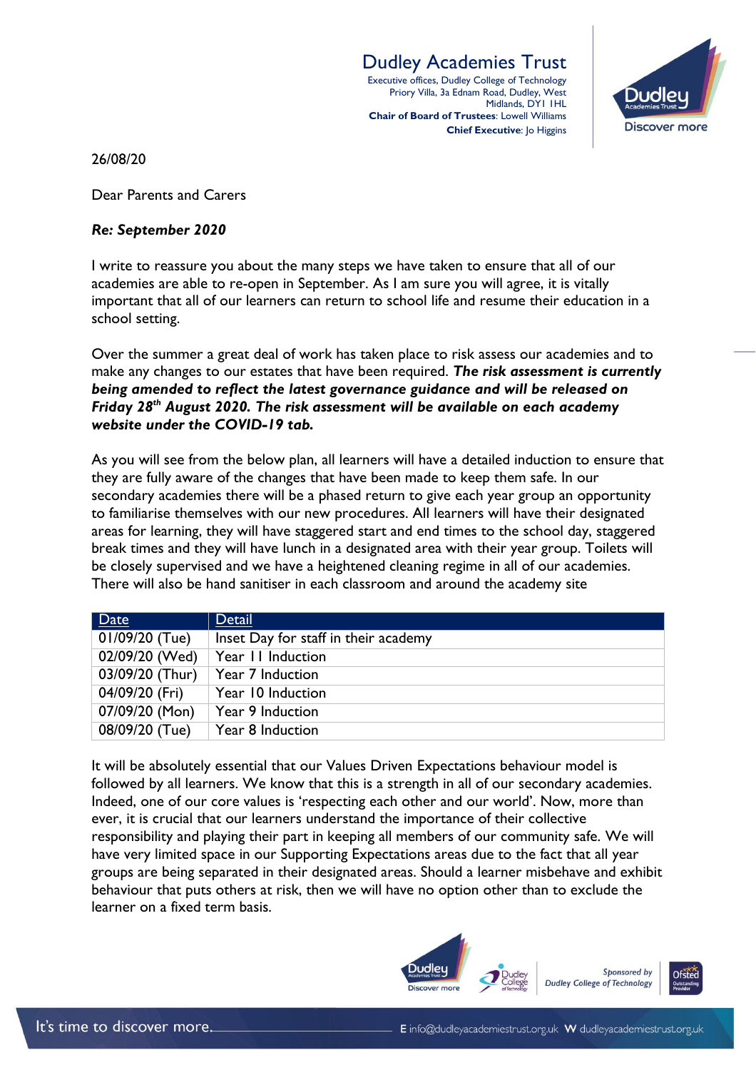**Dudley Academies Trust**
Executive offices, Dudley College of Technology
Priory Villa, 3a Ednam Road, Dudley, West Midlands, DY1 1HL
**Chair of Board of Trustees**: Lowell Williams
**Chief Executive**: Jo Higgins

26/08/20

Dear Parents and Carers

***Re: September 2020***

I write to reassure you about the many steps we have taken to ensure that all of our academies are able to re-open in September. As I am sure you will agree, it is vitally important that all of our learners can return to school life and resume their education in a school setting.

Over the summer a great deal of work has taken place to risk assess our academies and to make any changes to our estates that have been required. ***The risk assessment is currently being amended to reflect the latest governance guidance and will be released on Friday 28th August 2020. The risk assessment will be available on each academy website under the COVID-19 tab.***

As you will see from the below plan, all learners will have a detailed induction to ensure that they are fully aware of the changes that have been made to keep them safe. In our secondary academies there will be a phased return to give each year group an opportunity to familiarise themselves with our new procedures. All learners will have their designated areas for learning, they will have staggered start and end times to the school day, staggered break times and they will have lunch in a designated area with their year group. Toilets will be closely supervised and we have a heightened cleaning regime in all of our academies. There will also be hand sanitiser in each classroom and around the academy site

| Date | Detail |
|---|---|
| 01/09/20 (Tue) | Inset Day for staff in their academy |
| 02/09/20 (Wed) | Year 11 Induction |
| 03/09/20 (Thur) | Year 7 Induction |
| 04/09/20 (Fri) | Year 10 Induction |
| 07/09/20 (Mon) | Year 9 Induction |
| 08/09/20 (Tue) | Year 8 Induction |

It will be absolutely essential that our Values Driven Expectations behaviour model is followed by all learners. We know that this is a strength in all of our secondary academies. Indeed, one of our core values is 'respecting each other and our world'. Now, more than ever, it is crucial that our learners understand the importance of their collective responsibility and playing their part in keeping all members of our community safe. We will have very limited space in our Supporting Expectations areas due to the fact that all year groups are being separated in their designated areas. Should a learner misbehave and exhibit behaviour that puts others at risk, then we will have no option other than to exclude the learner on a fixed term basis.

Sponsored by Dudley College of Technology

It's time to discover more.
E info@dudleyacademiestrust.org.uk W dudleyacademiestrust.org.uk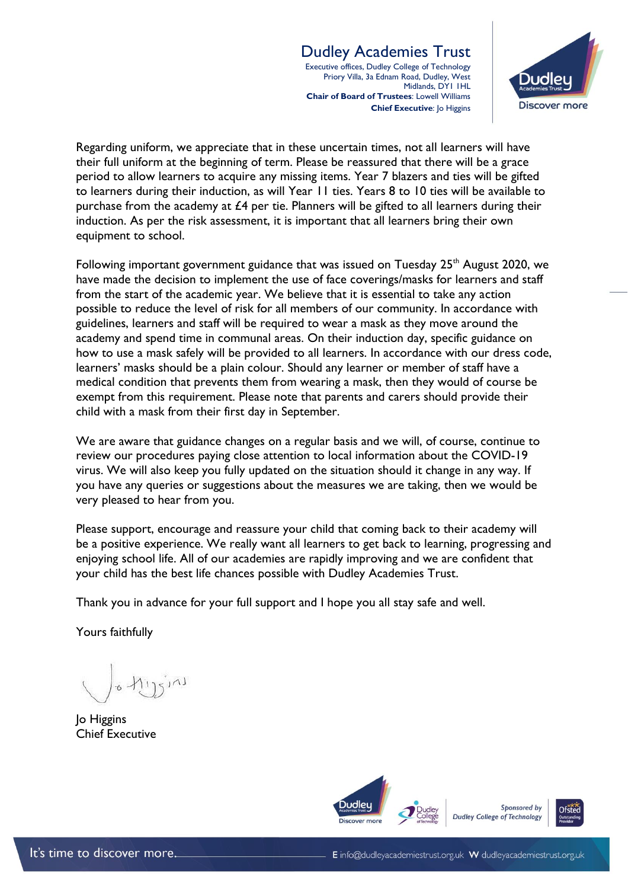Regarding uniform, we appreciate that in these uncertain times, not all learners will have their full uniform at the beginning of term. Please be reassured that there will be a grace period to allow learners to acquire any missing items. Year 7 blazers and ties will be gifted to learners during their induction, as will Year 11 ties. Years 8 to 10 ties will be available to purchase from the academy at £4 per tie. Planners will be gifted to all learners during their induction. As per the risk assessment, it is important that all learners bring their own equipment to school.

Following important government guidance that was issued on Tuesday 25th August 2020, we have made the decision to implement the use of face coverings/masks for learners and staff from the start of the academic year. We believe that it is essential to take any action possible to reduce the level of risk for all members of our community. In accordance with guidelines, learners and staff will be required to wear a mask as they move around the academy and spend time in communal areas. On their induction day, specific guidance on how to use a mask safely will be provided to all learners. In accordance with our dress code, learners' masks should be a plain colour. Should any learner or member of staff have a medical condition that prevents them from wearing a mask, then they would of course be exempt from this requirement. Please note that parents and carers should provide their child with a mask from their first day in September.

We are aware that guidance changes on a regular basis and we will, of course, continue to review our procedures paying close attention to local information about the COVID-19 virus. We will also keep you fully updated on the situation should it change in any way. If you have any queries or suggestions about the measures we are taking, then we would be very pleased to hear from you.

Please support, encourage and reassure your child that coming back to their academy will be a positive experience. We really want all learners to get back to learning, progressing and enjoying school life. All of our academies are rapidly improving and we are confident that your child has the best life chances possible with Dudley Academies Trust.

Thank you in advance for your full support and I hope you all stay safe and well.

Yours faithfully

Jo Higgins
Chief Executive